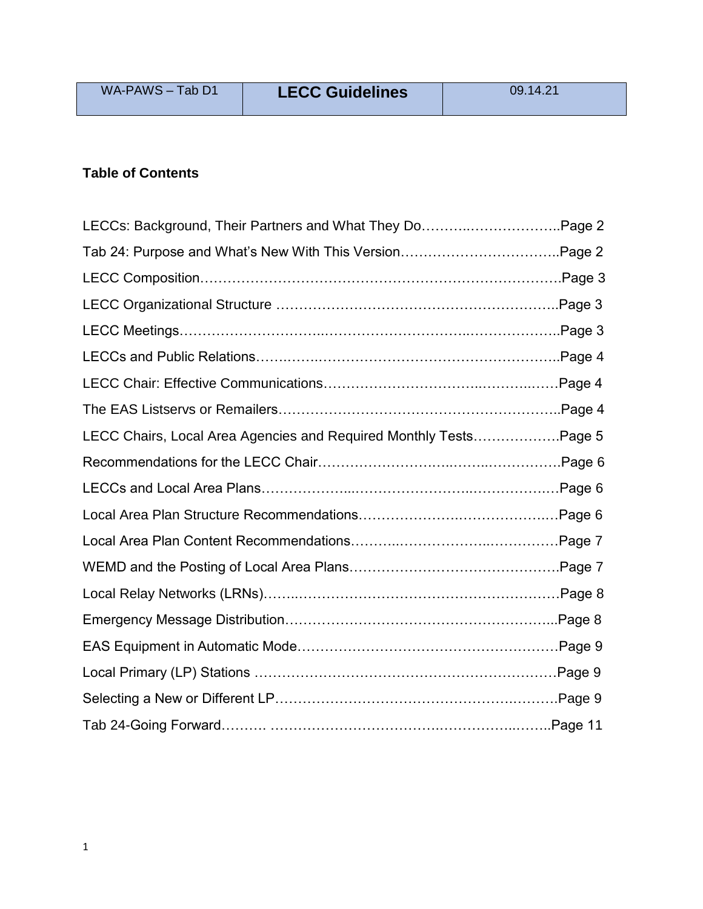| WA-PAWS – Tab D1 | LECC Guidelines | 09.14.21 |
|---|---|---|

**Table of Contents**

LECCs: Background, Their Partners and What They Do……….……….………..Page 2

Tab 24: Purpose and What's New With This Version……………………………..Page 2

LECC Composition………………………………………………………………….Page 3

LECC Organizational Structure ……………………………………………………..Page 3

LECC Meetings…………………………..……………………………….…………..Page 3

LECCs and Public Relations…….…….……………………………………………..Page 4

LECC Chair: Effective Communications……………………………..………..……Page 4

The EAS Listservs or Remailers……………………………………………………..Page 4

LECC Chairs, Local Area Agencies and Required Monthly Tests……………….Page 5

Recommendations for the LECC Chair……………………..……..…………….Page 6

LECCs and Local Area Plans………………...……………………..…………….…Page 6

Local Area Plan Structure Recommendations…………………….………………..…Page 6

Local Area Plan Content Recommendations………...………………..……………Page 7

WEMD and the Posting of Local Area Plans……………………………………….Page 7

Local Relay Networks (LRNs)……..…………………………………………………Page 8

Emergency Message Distribution…………………………………………………..Page 8

EAS Equipment in Automatic Mode……………………………….……………….Page 9

Local Primary (LP) Stations …………………………………………………………Page 9

Selecting a New or Different LP………………………………………….……….Page 9

Tab 24-Going Forward………. …………………………….………………..……..Page 11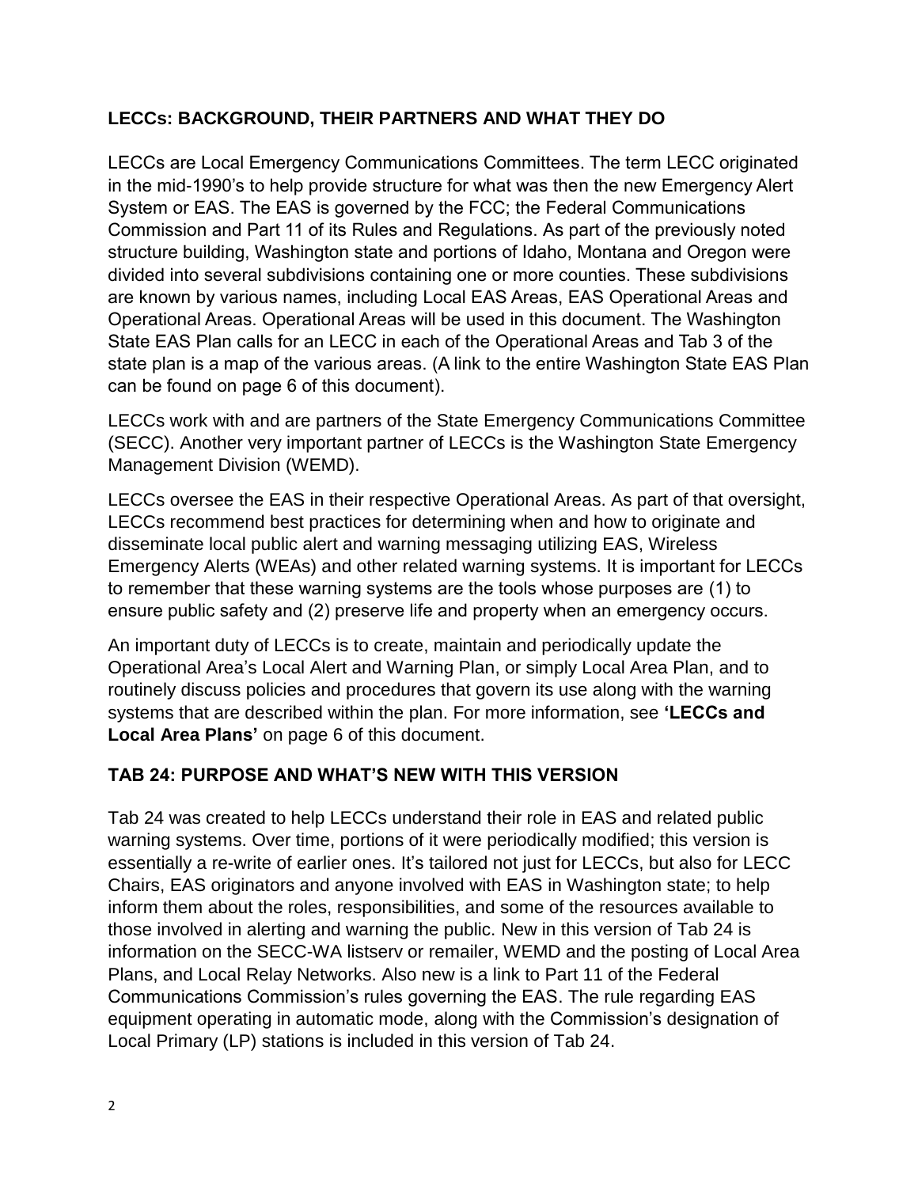## LECCs: BACKGROUND, THEIR PARTNERS AND WHAT THEY DO

LECCs are Local Emergency Communications Committees. The term LECC originated in the mid-1990's to help provide structure for what was then the new Emergency Alert System or EAS. The EAS is governed by the FCC; the Federal Communications Commission and Part 11 of its Rules and Regulations. As part of the previously noted structure building, Washington state and portions of Idaho, Montana and Oregon were divided into several subdivisions containing one or more counties. These subdivisions are known by various names, including Local EAS Areas, EAS Operational Areas and Operational Areas. Operational Areas will be used in this document. The Washington State EAS Plan calls for an LECC in each of the Operational Areas and Tab 3 of the state plan is a map of the various areas. (A link to the entire Washington State EAS Plan can be found on page 6 of this document).

LECCs work with and are partners of the State Emergency Communications Committee (SECC). Another very important partner of LECCs is the Washington State Emergency Management Division (WEMD).

LECCs oversee the EAS in their respective Operational Areas. As part of that oversight, LECCs recommend best practices for determining when and how to originate and disseminate local public alert and warning messaging utilizing EAS, Wireless Emergency Alerts (WEAs) and other related warning systems. It is important for LECCs to remember that these warning systems are the tools whose purposes are (1) to ensure public safety and (2) preserve life and property when an emergency occurs.

An important duty of LECCs is to create, maintain and periodically update the Operational Area's Local Alert and Warning Plan, or simply Local Area Plan, and to routinely discuss policies and procedures that govern its use along with the warning systems that are described within the plan. For more information, see **'LECCs and Local Area Plans'** on page 6 of this document.

## TAB 24: PURPOSE AND WHAT'S NEW WITH THIS VERSION

Tab 24 was created to help LECCs understand their role in EAS and related public warning systems. Over time, portions of it were periodically modified; this version is essentially a re-write of earlier ones. It's tailored not just for LECCs, but also for LECC Chairs, EAS originators and anyone involved with EAS in Washington state; to help inform them about the roles, responsibilities, and some of the resources available to those involved in alerting and warning the public. New in this version of Tab 24 is information on the SECC-WA listserv or remailer, WEMD and the posting of Local Area Plans, and Local Relay Networks. Also new is a link to Part 11 of the Federal Communications Commission's rules governing the EAS. The rule regarding EAS equipment operating in automatic mode, along with the Commission's designation of Local Primary (LP) stations is included in this version of Tab 24.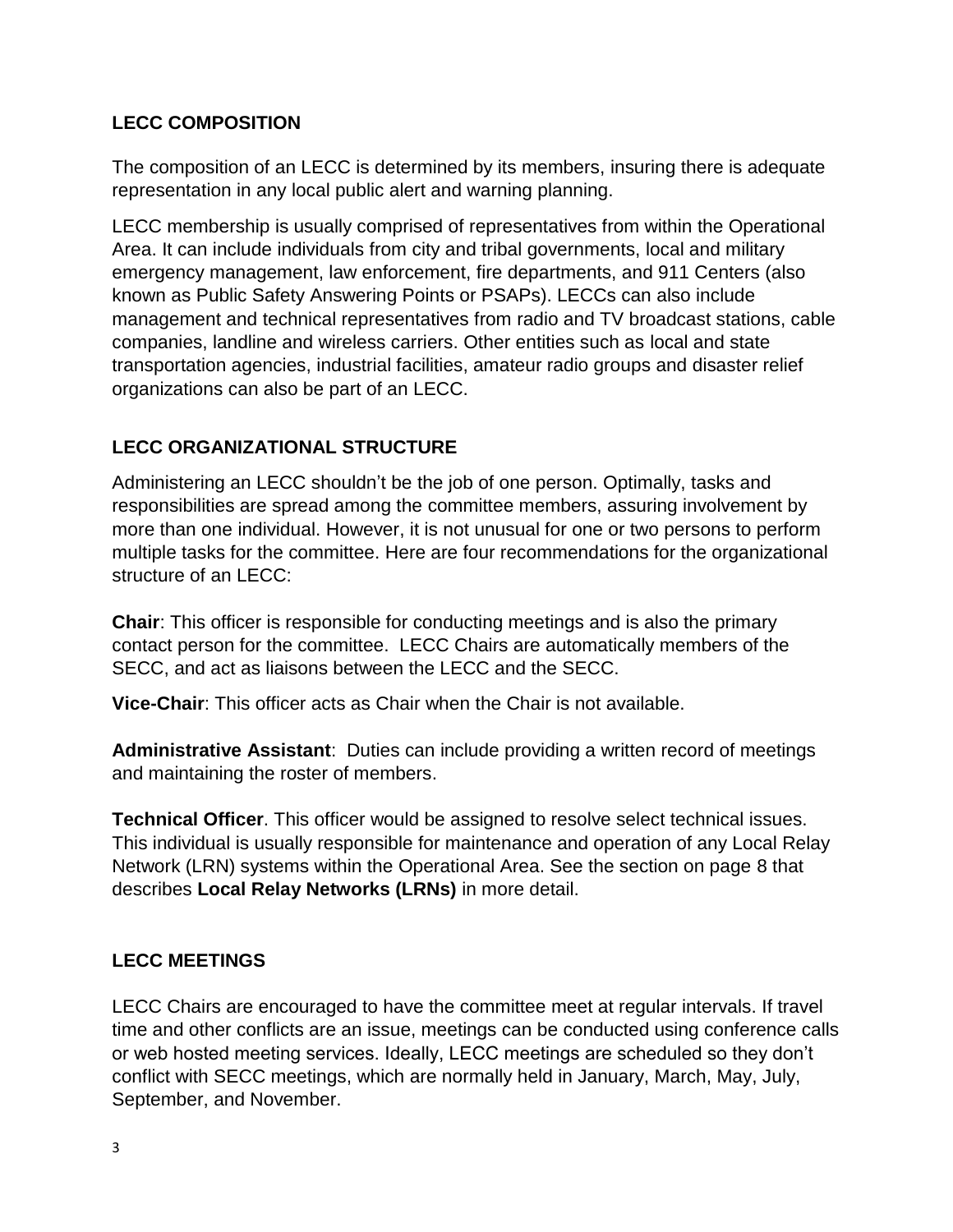## LECC COMPOSITION

The composition of an LECC is determined by its members, insuring there is adequate representation in any local public alert and warning planning.

LECC membership is usually comprised of representatives from within the Operational Area. It can include individuals from city and tribal governments, local and military emergency management, law enforcement, fire departments, and 911 Centers (also known as Public Safety Answering Points or PSAPs). LECCs can also include management and technical representatives from radio and TV broadcast stations, cable companies, landline and wireless carriers. Other entities such as local and state transportation agencies, industrial facilities, amateur radio groups and disaster relief organizations can also be part of an LECC.

## LECC ORGANIZATIONAL STRUCTURE

Administering an LECC shouldn't be the job of one person. Optimally, tasks and responsibilities are spread among the committee members, assuring involvement by more than one individual. However, it is not unusual for one or two persons to perform multiple tasks for the committee. Here are four recommendations for the organizational structure of an LECC:

**Chair**: This officer is responsible for conducting meetings and is also the primary contact person for the committee. LECC Chairs are automatically members of the SECC, and act as liaisons between the LECC and the SECC.

**Vice-Chair**: This officer acts as Chair when the Chair is not available.

**Administrative Assistant**: Duties can include providing a written record of meetings and maintaining the roster of members.

**Technical Officer**. This officer would be assigned to resolve select technical issues. This individual is usually responsible for maintenance and operation of any Local Relay Network (LRN) systems within the Operational Area. See the section on page 8 that describes **Local Relay Networks (LRNs)** in more detail.

## LECC MEETINGS

LECC Chairs are encouraged to have the committee meet at regular intervals. If travel time and other conflicts are an issue, meetings can be conducted using conference calls or web hosted meeting services. Ideally, LECC meetings are scheduled so they don't conflict with SECC meetings, which are normally held in January, March, May, July, September, and November.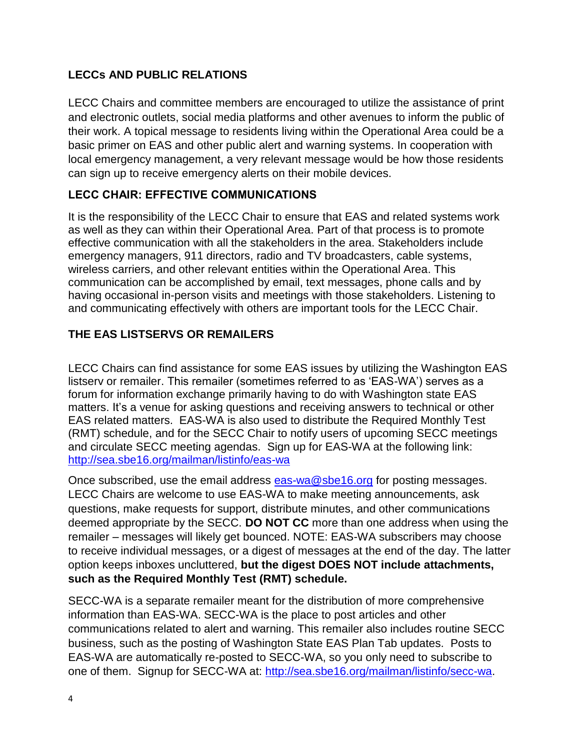## LECCs AND PUBLIC RELATIONS

LECC Chairs and committee members are encouraged to utilize the assistance of print and electronic outlets, social media platforms and other avenues to inform the public of their work. A topical message to residents living within the Operational Area could be a basic primer on EAS and other public alert and warning systems. In cooperation with local emergency management, a very relevant message would be how those residents can sign up to receive emergency alerts on their mobile devices.

## LECC CHAIR: EFFECTIVE COMMUNICATIONS

It is the responsibility of the LECC Chair to ensure that EAS and related systems work as well as they can within their Operational Area. Part of that process is to promote effective communication with all the stakeholders in the area. Stakeholders include emergency managers, 911 directors, radio and TV broadcasters, cable systems, wireless carriers, and other relevant entities within the Operational Area. This communication can be accomplished by email, text messages, phone calls and by having occasional in-person visits and meetings with those stakeholders. Listening to and communicating effectively with others are important tools for the LECC Chair.

## THE EAS LISTSERVS OR REMAILERS

LECC Chairs can find assistance for some EAS issues by utilizing the Washington EAS listserv or remailer. This remailer (sometimes referred to as 'EAS-WA') serves as a forum for information exchange primarily having to do with Washington state EAS matters. It's a venue for asking questions and receiving answers to technical or other EAS related matters. EAS-WA is also used to distribute the Required Monthly Test (RMT) schedule, and for the SECC Chair to notify users of upcoming SECC meetings and circulate SECC meeting agendas. Sign up for EAS-WA at the following link: [http://sea.sbe16.org/mailman/listinfo/eas-wa](http://sea.sbe16.org/mailman/listinfo/eas-wa)

Once subscribed, use the email address [eas-wa@sbe16.org](mailto:eas-wa@sbe16.org) for posting messages. LECC Chairs are welcome to use EAS-WA to make meeting announcements, ask questions, make requests for support, distribute minutes, and other communications deemed appropriate by the SECC. **DO NOT CC** more than one address when using the remailer – messages will likely get bounced. NOTE: EAS-WA subscribers may choose to receive individual messages, or a digest of messages at the end of the day. The latter option keeps inboxes uncluttered, **but the digest DOES NOT include attachments, such as the Required Monthly Test (RMT) schedule.**

SECC-WA is a separate remailer meant for the distribution of more comprehensive information than EAS-WA. SECC-WA is the place to post articles and other communications related to alert and warning. This remailer also includes routine SECC business, such as the posting of Washington State EAS Plan Tab updates. Posts to EAS-WA are automatically re-posted to SECC-WA, so you only need to subscribe to one of them. Signup for SECC-WA at: [http://sea.sbe16.org/mailman/listinfo/secc-wa](http://sea.sbe16.org/mailman/listinfo/secc-wa).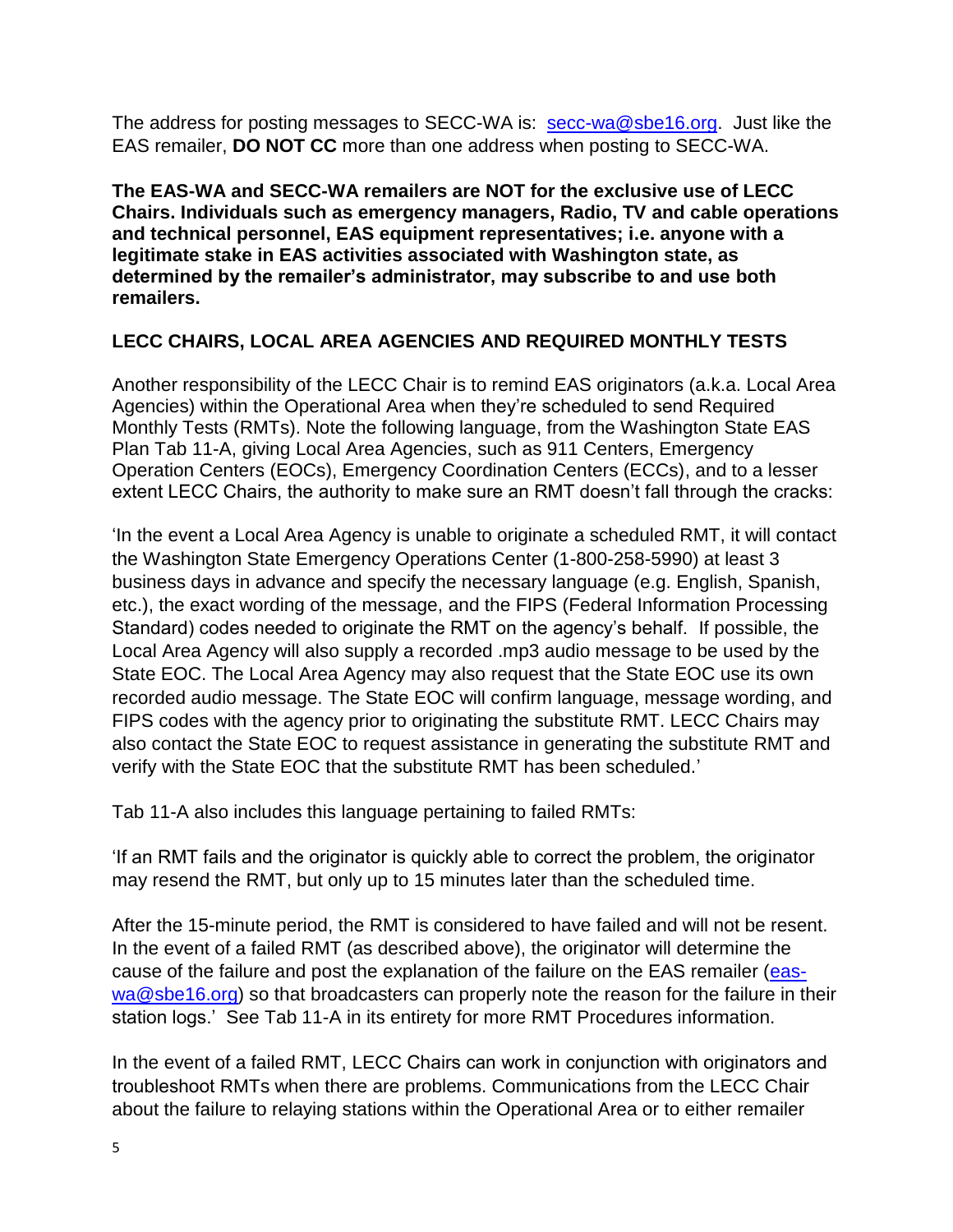The address for posting messages to SECC-WA is: [secc-wa@sbe16.org](mailto:secc-wa@sbe16.org). Just like the EAS remailer, **DO NOT CC** more than one address when posting to SECC-WA.

**The EAS-WA and SECC-WA remailers are NOT for the exclusive use of LECC Chairs. Individuals such as emergency managers, Radio, TV and cable operations and technical personnel, EAS equipment representatives; i.e. anyone with a legitimate stake in EAS activities associated with Washington state, as determined by the remailer's administrator, may subscribe to and use both remailers.**

**LECC CHAIRS, LOCAL AREA AGENCIES AND REQUIRED MONTHLY TESTS**

Another responsibility of the LECC Chair is to remind EAS originators (a.k.a. Local Area Agencies) within the Operational Area when they're scheduled to send Required Monthly Tests (RMTs). Note the following language, from the Washington State EAS Plan Tab 11-A, giving Local Area Agencies, such as 911 Centers, Emergency Operation Centers (EOCs), Emergency Coordination Centers (ECCs), and to a lesser extent LECC Chairs, the authority to make sure an RMT doesn't fall through the cracks:

'In the event a Local Area Agency is unable to originate a scheduled RMT, it will contact the Washington State Emergency Operations Center (1-800-258-5990) at least 3 business days in advance and specify the necessary language (e.g. English, Spanish, etc.), the exact wording of the message, and the FIPS (Federal Information Processing Standard) codes needed to originate the RMT on the agency's behalf. If possible, the Local Area Agency will also supply a recorded .mp3 audio message to be used by the State EOC. The Local Area Agency may also request that the State EOC use its own recorded audio message. The State EOC will confirm language, message wording, and FIPS codes with the agency prior to originating the substitute RMT. LECC Chairs may also contact the State EOC to request assistance in generating the substitute RMT and verify with the State EOC that the substitute RMT has been scheduled.'

Tab 11-A also includes this language pertaining to failed RMTs:

'If an RMT fails and the originator is quickly able to correct the problem, the originator may resend the RMT, but only up to 15 minutes later than the scheduled time.

After the 15-minute period, the RMT is considered to have failed and will not be resent. In the event of a failed RMT (as described above), the originator will determine the cause of the failure and post the explanation of the failure on the EAS remailer ([eas-wa@sbe16.org](mailto:eas-wa@sbe16.org)) so that broadcasters can properly note the reason for the failure in their station logs.' See Tab 11-A in its entirety for more RMT Procedures information.

In the event of a failed RMT, LECC Chairs can work in conjunction with originators and troubleshoot RMTs when there are problems. Communications from the LECC Chair about the failure to relaying stations within the Operational Area or to either remailer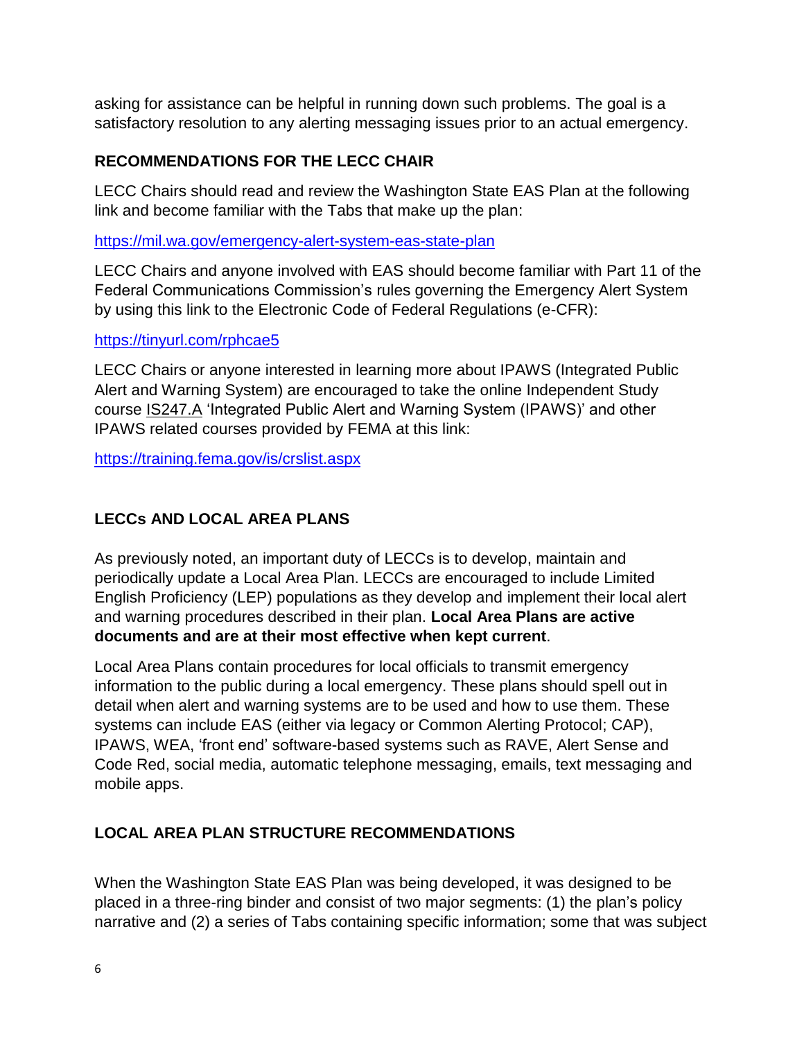asking for assistance can be helpful in running down such problems. The goal is a satisfactory resolution to any alerting messaging issues prior to an actual emergency.

## RECOMMENDATIONS FOR THE LECC CHAIR

LECC Chairs should read and review the Washington State EAS Plan at the following link and become familiar with the Tabs that make up the plan:

https://mil.wa.gov/emergency-alert-system-eas-state-plan

LECC Chairs and anyone involved with EAS should become familiar with Part 11 of the Federal Communications Commission's rules governing the Emergency Alert System by using this link to the Electronic Code of Federal Regulations (e-CFR):

https://tinyurl.com/rphcae5

LECC Chairs or anyone interested in learning more about IPAWS (Integrated Public Alert and Warning System) are encouraged to take the online Independent Study course IS247.A 'Integrated Public Alert and Warning System (IPAWS)' and other IPAWS related courses provided by FEMA at this link:

https://training.fema.gov/is/crslist.aspx

## LECCs AND LOCAL AREA PLANS

As previously noted, an important duty of LECCs is to develop, maintain and periodically update a Local Area Plan. LECCs are encouraged to include Limited English Proficiency (LEP) populations as they develop and implement their local alert and warning procedures described in their plan. **Local Area Plans are active documents and are at their most effective when kept current**.

Local Area Plans contain procedures for local officials to transmit emergency information to the public during a local emergency. These plans should spell out in detail when alert and warning systems are to be used and how to use them. These systems can include EAS (either via legacy or Common Alerting Protocol; CAP), IPAWS, WEA, 'front end' software-based systems such as RAVE, Alert Sense and Code Red, social media, automatic telephone messaging, emails, text messaging and mobile apps.

## LOCAL AREA PLAN STRUCTURE RECOMMENDATIONS

When the Washington State EAS Plan was being developed, it was designed to be placed in a three-ring binder and consist of two major segments: (1) the plan's policy narrative and (2) a series of Tabs containing specific information; some that was subject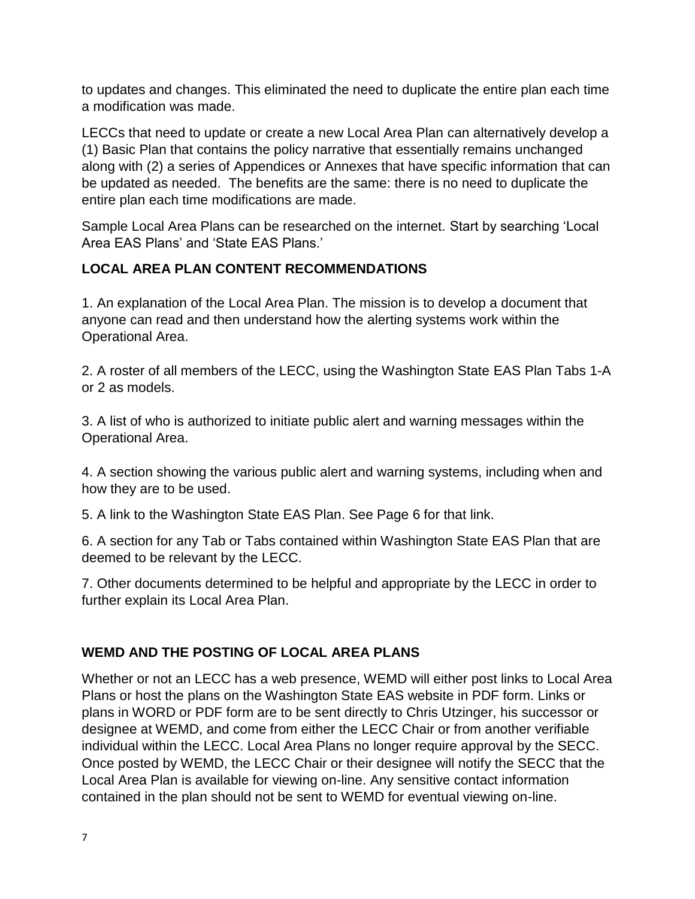to updates and changes. This eliminated the need to duplicate the entire plan each time a modification was made.

LECCs that need to update or create a new Local Area Plan can alternatively develop a (1) Basic Plan that contains the policy narrative that essentially remains unchanged along with (2) a series of Appendices or Annexes that have specific information that can be updated as needed. The benefits are the same: there is no need to duplicate the entire plan each time modifications are made.

Sample Local Area Plans can be researched on the internet. Start by searching 'Local Area EAS Plans' and 'State EAS Plans.'

### LOCAL AREA PLAN CONTENT RECOMMENDATIONS

1. An explanation of the Local Area Plan. The mission is to develop a document that anyone can read and then understand how the alerting systems work within the Operational Area.

2. A roster of all members of the LECC, using the Washington State EAS Plan Tabs 1-A or 2 as models.

3. A list of who is authorized to initiate public alert and warning messages within the Operational Area.

4. A section showing the various public alert and warning systems, including when and how they are to be used.

5. A link to the Washington State EAS Plan. See Page 6 for that link.

6. A section for any Tab or Tabs contained within Washington State EAS Plan that are deemed to be relevant by the LECC.

7. Other documents determined to be helpful and appropriate by the LECC in order to further explain its Local Area Plan.

### WEMD AND THE POSTING OF LOCAL AREA PLANS

Whether or not an LECC has a web presence, WEMD will either post links to Local Area Plans or host the plans on the Washington State EAS website in PDF form. Links or plans in WORD or PDF form are to be sent directly to Chris Utzinger, his successor or designee at WEMD, and come from either the LECC Chair or from another verifiable individual within the LECC. Local Area Plans no longer require approval by the SECC. Once posted by WEMD, the LECC Chair or their designee will notify the SECC that the Local Area Plan is available for viewing on-line. Any sensitive contact information contained in the plan should not be sent to WEMD for eventual viewing on-line.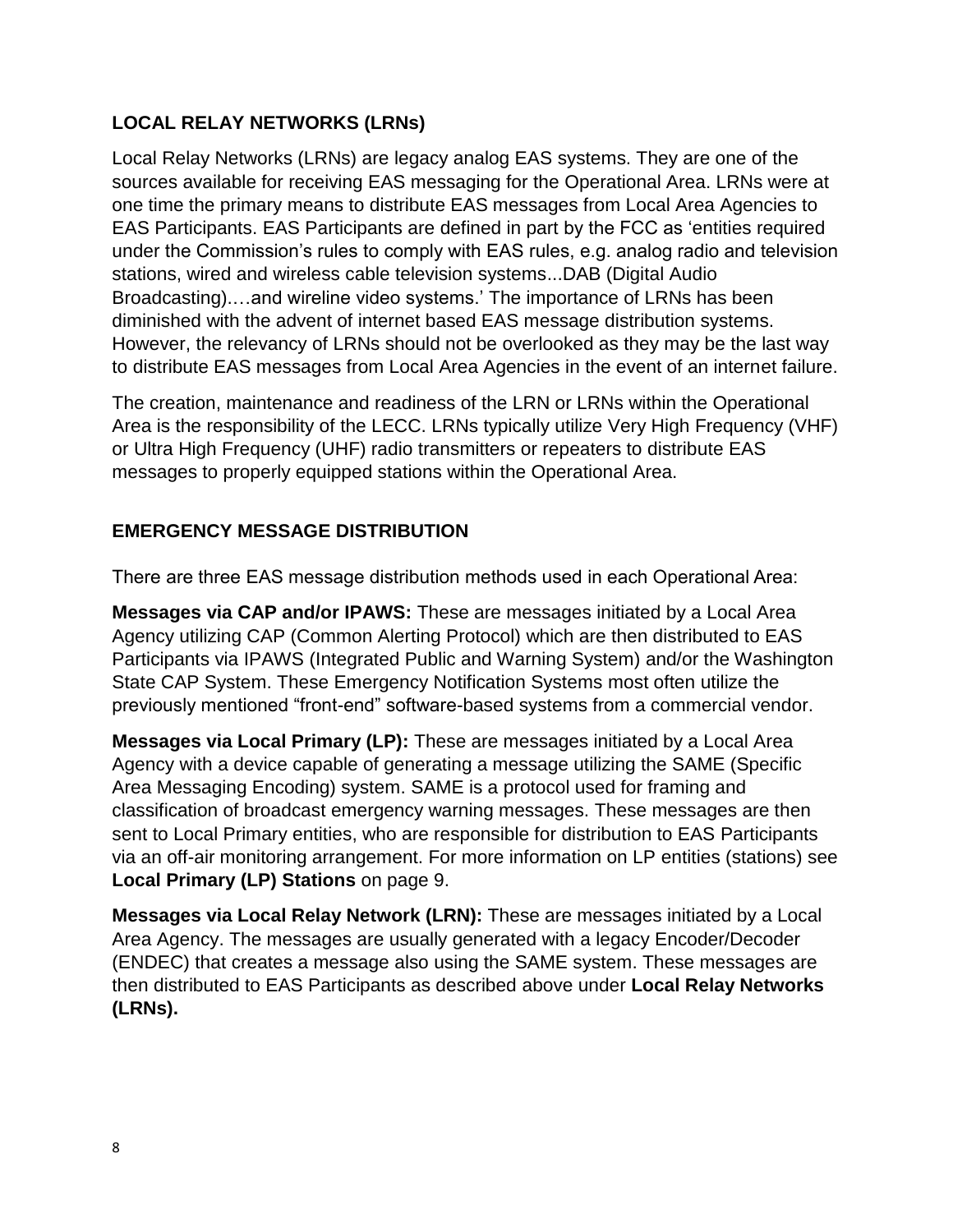## LOCAL RELAY NETWORKS (LRNs)

Local Relay Networks (LRNs) are legacy analog EAS systems. They are one of the sources available for receiving EAS messaging for the Operational Area. LRNs were at one time the primary means to distribute EAS messages from Local Area Agencies to EAS Participants. EAS Participants are defined in part by the FCC as 'entities required under the Commission's rules to comply with EAS rules, e.g. analog radio and television stations, wired and wireless cable television systems...DAB (Digital Audio Broadcasting)….and wireline video systems.' The importance of LRNs has been diminished with the advent of internet based EAS message distribution systems. However, the relevancy of LRNs should not be overlooked as they may be the last way to distribute EAS messages from Local Area Agencies in the event of an internet failure.

The creation, maintenance and readiness of the LRN or LRNs within the Operational Area is the responsibility of the LECC. LRNs typically utilize Very High Frequency (VHF) or Ultra High Frequency (UHF) radio transmitters or repeaters to distribute EAS messages to properly equipped stations within the Operational Area.

## EMERGENCY MESSAGE DISTRIBUTION

There are three EAS message distribution methods used in each Operational Area:

**Messages via CAP and/or IPAWS:** These are messages initiated by a Local Area Agency utilizing CAP (Common Alerting Protocol) which are then distributed to EAS Participants via IPAWS (Integrated Public and Warning System) and/or the Washington State CAP System. These Emergency Notification Systems most often utilize the previously mentioned "front-end" software-based systems from a commercial vendor.

**Messages via Local Primary (LP):** These are messages initiated by a Local Area Agency with a device capable of generating a message utilizing the SAME (Specific Area Messaging Encoding) system. SAME is a protocol used for framing and classification of broadcast emergency warning messages. These messages are then sent to Local Primary entities, who are responsible for distribution to EAS Participants via an off-air monitoring arrangement. For more information on LP entities (stations) see **Local Primary (LP) Stations** on page 9.

**Messages via Local Relay Network (LRN):** These are messages initiated by a Local Area Agency. The messages are usually generated with a legacy Encoder/Decoder (ENDEC) that creates a message also using the SAME system. These messages are then distributed to EAS Participants as described above under **Local Relay Networks (LRNs).**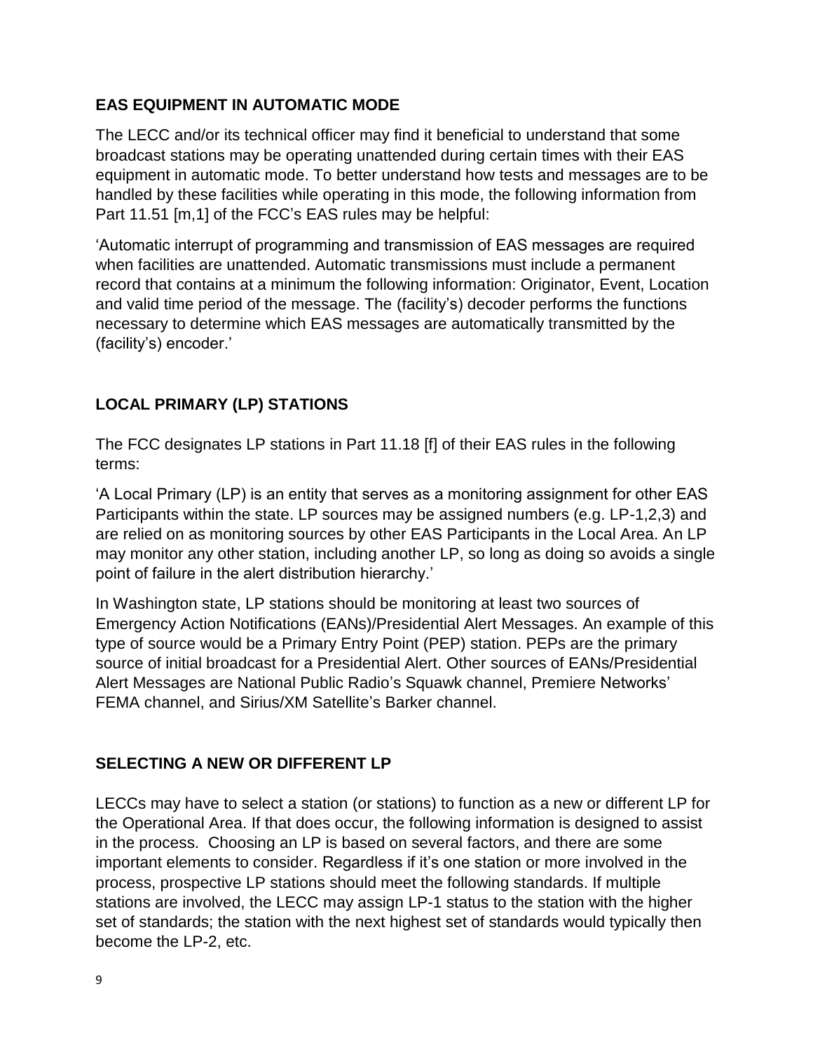## EAS EQUIPMENT IN AUTOMATIC MODE

The LECC and/or its technical officer may find it beneficial to understand that some broadcast stations may be operating unattended during certain times with their EAS equipment in automatic mode. To better understand how tests and messages are to be handled by these facilities while operating in this mode, the following information from Part 11.51 [m,1] of the FCC's EAS rules may be helpful:

'Automatic interrupt of programming and transmission of EAS messages are required when facilities are unattended. Automatic transmissions must include a permanent record that contains at a minimum the following information: Originator, Event, Location and valid time period of the message. The (facility's) decoder performs the functions necessary to determine which EAS messages are automatically transmitted by the (facility's) encoder.'

## LOCAL PRIMARY (LP) STATIONS

The FCC designates LP stations in Part 11.18 [f] of their EAS rules in the following terms:

'A Local Primary (LP) is an entity that serves as a monitoring assignment for other EAS Participants within the state. LP sources may be assigned numbers (e.g. LP-1,2,3) and are relied on as monitoring sources by other EAS Participants in the Local Area. An LP may monitor any other station, including another LP, so long as doing so avoids a single point of failure in the alert distribution hierarchy.'

In Washington state, LP stations should be monitoring at least two sources of Emergency Action Notifications (EANs)/Presidential Alert Messages. An example of this type of source would be a Primary Entry Point (PEP) station. PEPs are the primary source of initial broadcast for a Presidential Alert. Other sources of EANs/Presidential Alert Messages are National Public Radio's Squawk channel, Premiere Networks' FEMA channel, and Sirius/XM Satellite's Barker channel.

## SELECTING A NEW OR DIFFERENT LP

LECCs may have to select a station (or stations) to function as a new or different LP for the Operational Area. If that does occur, the following information is designed to assist in the process. Choosing an LP is based on several factors, and there are some important elements to consider. Regardless if it's one station or more involved in the process, prospective LP stations should meet the following standards. If multiple stations are involved, the LECC may assign LP-1 status to the station with the higher set of standards; the station with the next highest set of standards would typically then become the LP-2, etc.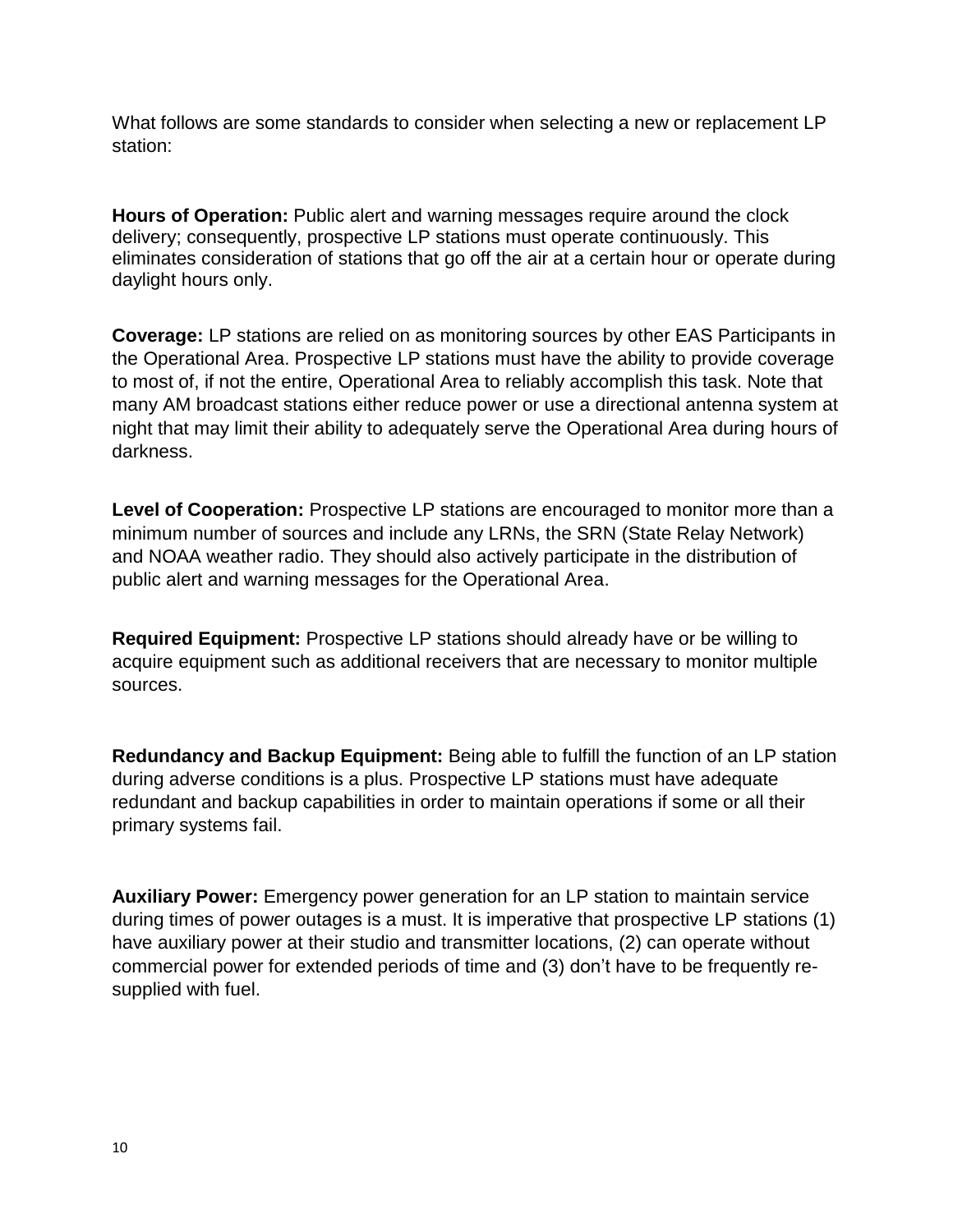What follows are some standards to consider when selecting a new or replacement LP station:

**Hours of Operation:** Public alert and warning messages require around the clock delivery; consequently, prospective LP stations must operate continuously. This eliminates consideration of stations that go off the air at a certain hour or operate during daylight hours only.

**Coverage:** LP stations are relied on as monitoring sources by other EAS Participants in the Operational Area. Prospective LP stations must have the ability to provide coverage to most of, if not the entire, Operational Area to reliably accomplish this task. Note that many AM broadcast stations either reduce power or use a directional antenna system at night that may limit their ability to adequately serve the Operational Area during hours of darkness.

**Level of Cooperation:** Prospective LP stations are encouraged to monitor more than a minimum number of sources and include any LRNs, the SRN (State Relay Network) and NOAA weather radio. They should also actively participate in the distribution of public alert and warning messages for the Operational Area.

**Required Equipment:** Prospective LP stations should already have or be willing to acquire equipment such as additional receivers that are necessary to monitor multiple sources.

**Redundancy and Backup Equipment:** Being able to fulfill the function of an LP station during adverse conditions is a plus. Prospective LP stations must have adequate redundant and backup capabilities in order to maintain operations if some or all their primary systems fail.

**Auxiliary Power:** Emergency power generation for an LP station to maintain service during times of power outages is a must. It is imperative that prospective LP stations (1) have auxiliary power at their studio and transmitter locations, (2) can operate without commercial power for extended periods of time and (3) don't have to be frequently re-supplied with fuel.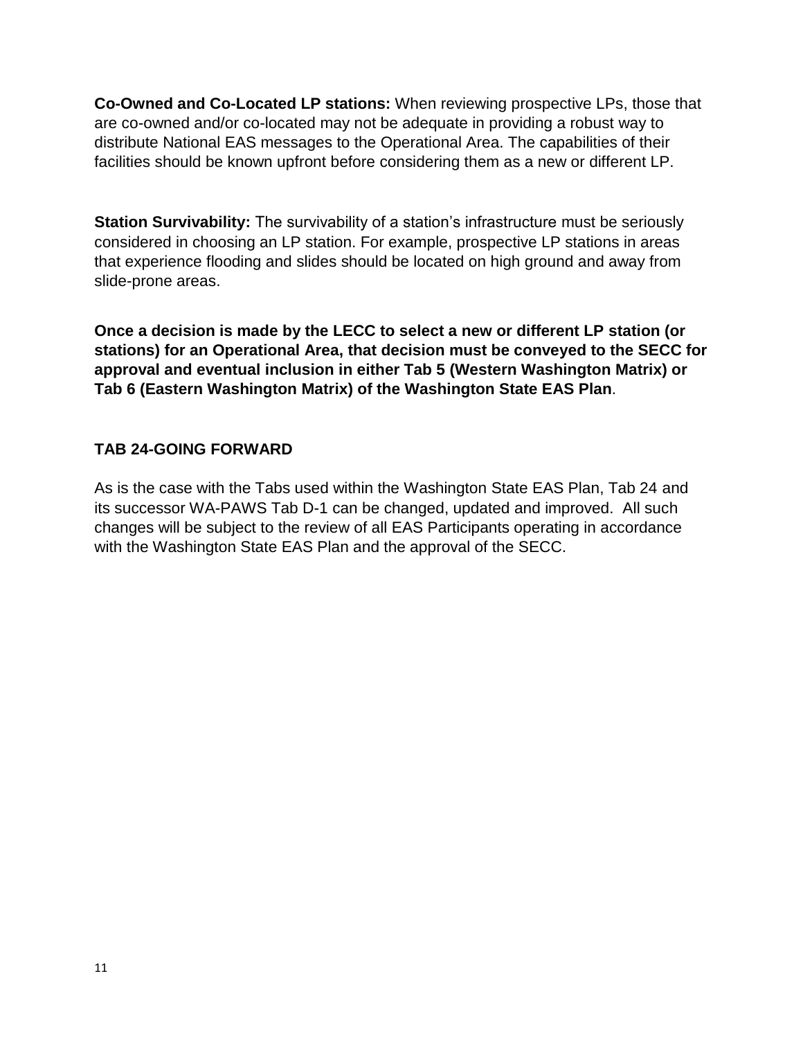**Co-Owned and Co-Located LP stations:** When reviewing prospective LPs, those that are co-owned and/or co-located may not be adequate in providing a robust way to distribute National EAS messages to the Operational Area. The capabilities of their facilities should be known upfront before considering them as a new or different LP.

**Station Survivability:** The survivability of a station's infrastructure must be seriously considered in choosing an LP station. For example, prospective LP stations in areas that experience flooding and slides should be located on high ground and away from slide-prone areas.

**Once a decision is made by the LECC to select a new or different LP station (or stations) for an Operational Area, that decision must be conveyed to the SECC for approval and eventual inclusion in either Tab 5 (Western Washington Matrix) or Tab 6 (Eastern Washington Matrix) of the Washington State EAS Plan**.

## TAB 24-GOING FORWARD

As is the case with the Tabs used within the Washington State EAS Plan, Tab 24 and its successor WA-PAWS Tab D-1 can be changed, updated and improved. All such changes will be subject to the review of all EAS Participants operating in accordance with the Washington State EAS Plan and the approval of the SECC.